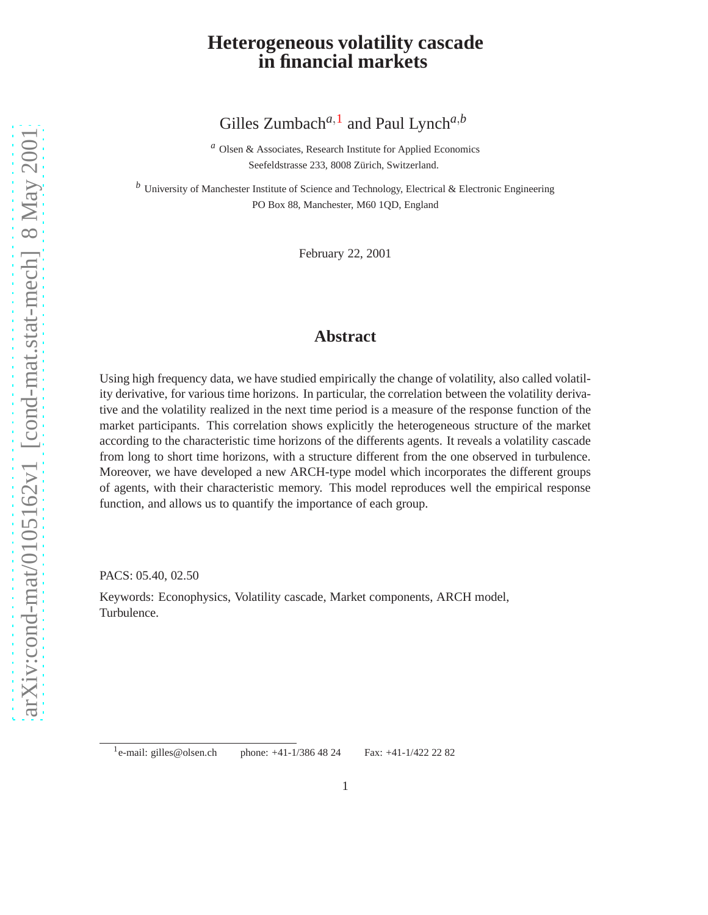# Heterogeneous volatility cascade in financial markets

Gilles Zumbach[a,1] and Paul Lynch[a,b]

[a] Olsen & Associates, Research Institute for Applied Economics
Seefeldstrasse 233, 8008 Zürich, Switzerland.

[b] University of Manchester Institute of Science and Technology, Electrical & Electronic Engineering
PO Box 88, Manchester, M60 1QD, England

February 22, 2001

## Abstract

Using high frequency data, we have studied empirically the change of volatility, also called volatility derivative, for various time horizons. In particular, the correlation between the volatility derivative and the volatility realized in the next time period is a measure of the response function of the market participants. This correlation shows explicitly the heterogeneous structure of the market according to the characteristic time horizons of the differents agents. It reveals a volatility cascade from long to short time horizons, with a structure different from the one observed in turbulence. Moreover, we have developed a new ARCH-type model which incorporates the different groups of agents, with their characteristic memory. This model reproduces well the empirical response function, and allows us to quantify the importance of each group.

PACS: 05.40, 02.50

Keywords: Econophysics, Volatility cascade, Market components, ARCH model, Turbulence.

[1] e-mail: gilles@olsen.ch phone: +41-1/386 48 24 Fax: +41-1/422 22 82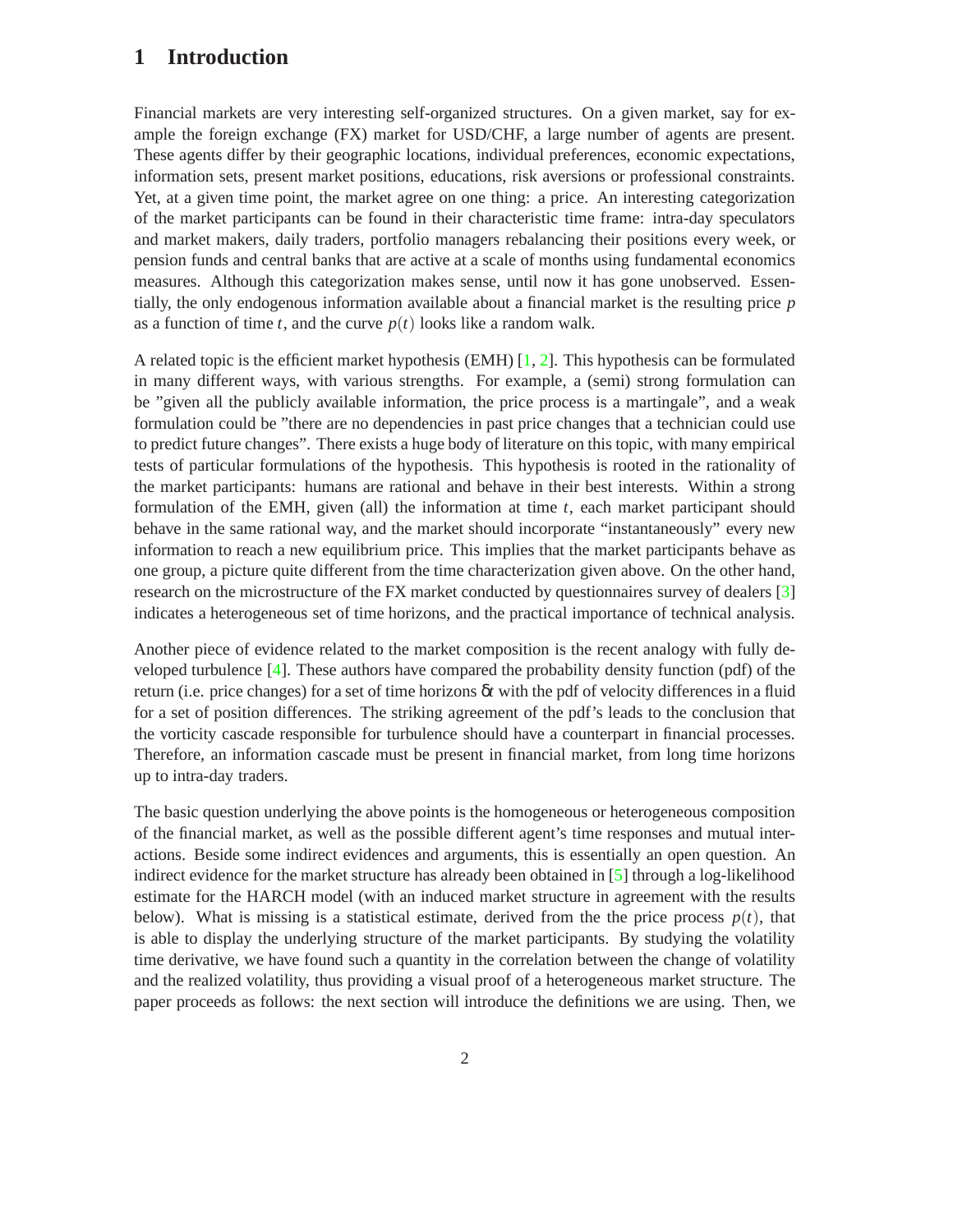# 1 Introduction

Financial markets are very interesting self-organized structures. On a given market, say for example the foreign exchange (FX) market for USD/CHF, a large number of agents are present. These agents differ by their geographic locations, individual preferences, economic expectations, information sets, present market positions, educations, risk aversions or professional constraints. Yet, at a given time point, the market agree on one thing: a price. An interesting categorization of the market participants can be found in their characteristic time frame: intra-day speculators and market makers, daily traders, portfolio managers rebalancing their positions every week, or pension funds and central banks that are active at a scale of months using fundamental economics measures. Although this categorization makes sense, until now it has gone unobserved. Essentially, the only endogenous information available about a financial market is the resulting price $p$ as a function of time $t$, and the curve $p(t)$ looks like a random walk.

A related topic is the efficient market hypothesis (EMH) [1, 2]. This hypothesis can be formulated in many different ways, with various strengths. For example, a (semi) strong formulation can be "given all the publicly available information, the price process is a martingale", and a weak formulation could be "there are no dependencies in past price changes that a technician could use to predict future changes". There exists a huge body of literature on this topic, with many empirical tests of particular formulations of the hypothesis. This hypothesis is rooted in the rationality of the market participants: humans are rational and behave in their best interests. Within a strong formulation of the EMH, given (all) the information at time $t$, each market participant should behave in the same rational way, and the market should incorporate "instantaneously" every new information to reach a new equilibrium price. This implies that the market participants behave as one group, a picture quite different from the time characterization given above. On the other hand, research on the microstructure of the FX market conducted by questionnaires survey of dealers [3] indicates a heterogeneous set of time horizons, and the practical importance of technical analysis.

Another piece of evidence related to the market composition is the recent analogy with fully developed turbulence [4]. These authors have compared the probability density function (pdf) of the return (i.e. price changes) for a set of time horizons $\delta t$ with the pdf of velocity differences in a fluid for a set of position differences. The striking agreement of the pdf's leads to the conclusion that the vorticity cascade responsible for turbulence should have a counterpart in financial processes. Therefore, an information cascade must be present in financial market, from long time horizons up to intra-day traders.

The basic question underlying the above points is the homogeneous or heterogeneous composition of the financial market, as well as the possible different agent's time responses and mutual interactions. Beside some indirect evidences and arguments, this is essentially an open question. An indirect evidence for the market structure has already been obtained in [5] through a log-likelihood estimate for the HARCH model (with an induced market structure in agreement with the results below). What is missing is a statistical estimate, derived from the the price process $p(t)$, that is able to display the underlying structure of the market participants. By studying the volatility time derivative, we have found such a quantity in the correlation between the change of volatility and the realized volatility, thus providing a visual proof of a heterogeneous market structure. The paper proceeds as follows: the next section will introduce the definitions we are using. Then, we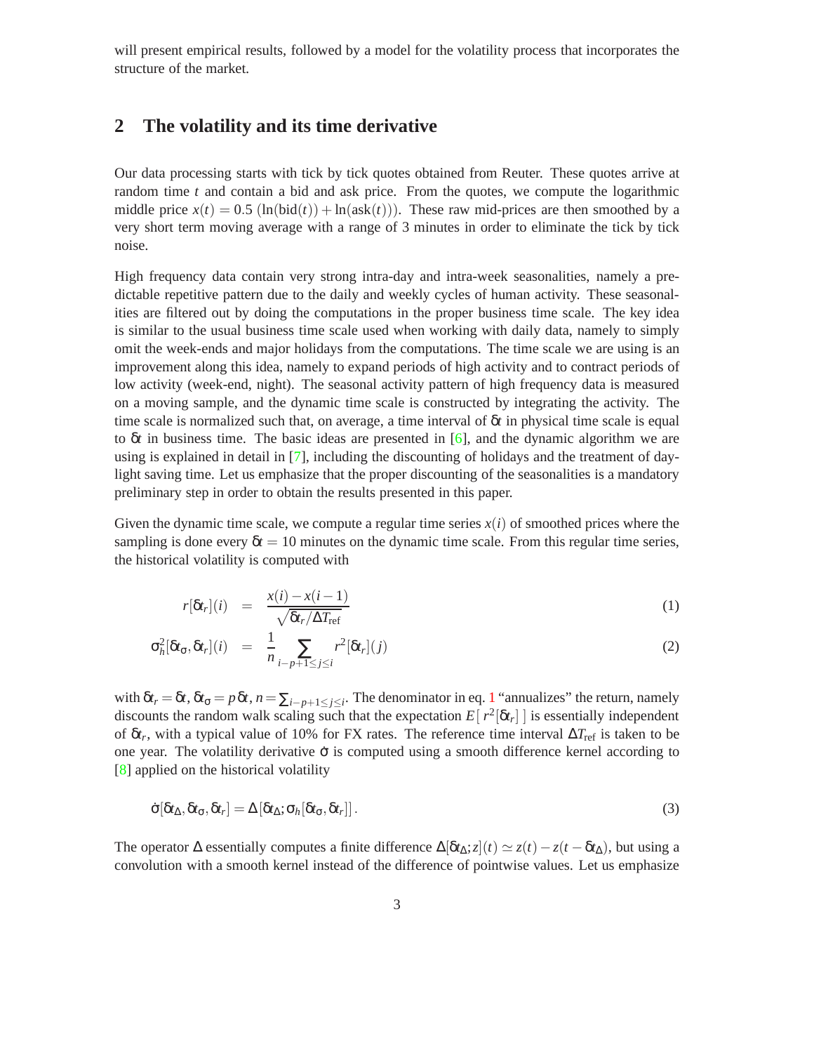will present empirical results, followed by a model for the volatility process that incorporates the structure of the market.

## 2 The volatility and its time derivative

Our data processing starts with tick by tick quotes obtained from Reuter. These quotes arrive at random time $t$ and contain a bid and ask price. From the quotes, we compute the logarithmic middle price $x(t) = 0.5\,(\ln(\mathrm{bid}(t)) + \ln(\mathrm{ask}(t)))$. These raw mid-prices are then smoothed by a very short term moving average with a range of 3 minutes in order to eliminate the tick by tick noise.

High frequency data contain very strong intra-day and intra-week seasonalities, namely a predictable repetitive pattern due to the daily and weekly cycles of human activity. These seasonalities are filtered out by doing the computations in the proper business time scale. The key idea is similar to the usual business time scale used when working with daily data, namely to simply omit the week-ends and major holidays from the computations. The time scale we are using is an improvement along this idea, namely to expand periods of high activity and to contract periods of low activity (week-end, night). The seasonal activity pattern of high frequency data is measured on a moving sample, and the dynamic time scale is constructed by integrating the activity. The time scale is normalized such that, on average, a time interval of $\delta t$ in physical time scale is equal to $\delta t$ in business time. The basic ideas are presented in [6], and the dynamic algorithm we are using is explained in detail in [7], including the discounting of holidays and the treatment of daylight saving time. Let us emphasize that the proper discounting of the seasonalities is a mandatory preliminary step in order to obtain the results presented in this paper.

Given the dynamic time scale, we compute a regular time series $x(i)$ of smoothed prices where the sampling is done every $\delta t = 10$ minutes on the dynamic time scale. From this regular time series, the historical volatility is computed with

$$r[\delta t_r](i) = \frac{x(i) - x(i-1)}{\sqrt{\delta t_r / \Delta T_{\mathrm{ref}}}} \tag{1}$$

$$\sigma_h^2[\delta t_\sigma, \delta t_r](i) = \frac{1}{n} \sum_{i-p+1 \le j \le i} r^2[\delta t_r](j) \tag{2}$$

with $\delta t_r = \delta t$, $\delta t_\sigma = p\,\delta t$, $n = \sum_{i-p+1 \le j \le i}$. The denominator in eq. 1 "annualizes" the return, namely discounts the random walk scaling such that the expectation $E[\, r^2[\delta t_r]\,]$ is essentially independent of $\delta t_r$, with a typical value of 10% for FX rates. The reference time interval $\Delta T_{\mathrm{ref}}$ is taken to be one year. The volatility derivative $\dot\sigma$ is computed using a smooth difference kernel according to [8] applied on the historical volatility

$$\dot\sigma[\delta t_\Delta, \delta t_\sigma, \delta t_r] = \Delta\left[\delta t_\Delta; \sigma_h[\delta t_\sigma, \delta t_r]\right]. \tag{3}$$

The operator $\Delta$ essentially computes a finite difference $\Delta[\delta t_\Delta; z](t) \simeq z(t) - z(t - \delta t_\Delta)$, but using a convolution with a smooth kernel instead of the difference of pointwise values. Let us emphasize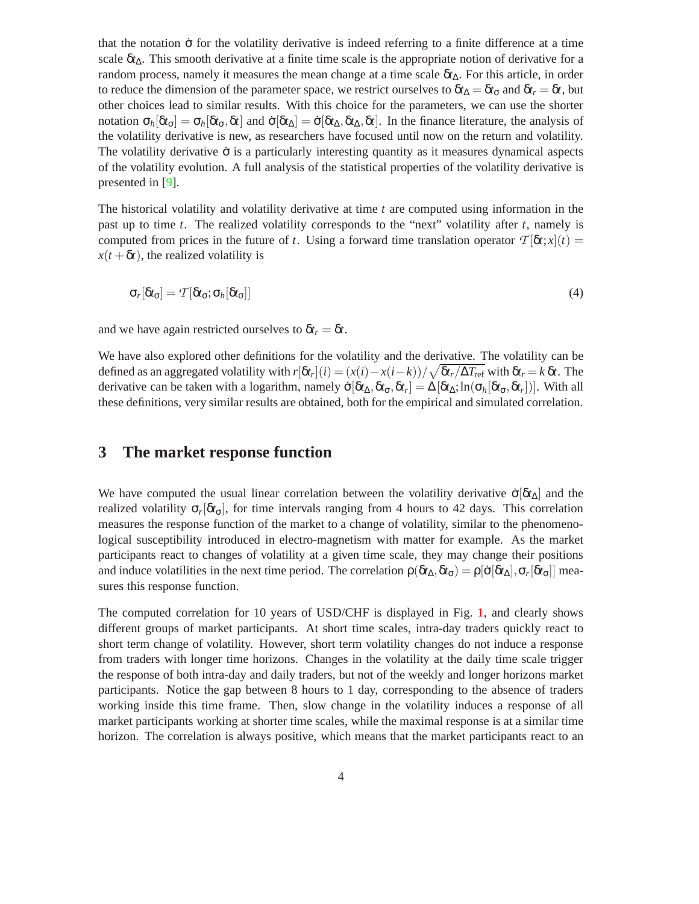that the notation $\dot{\sigma}$ for the volatility derivative is indeed referring to a finite difference at a time scale $\delta t_\Delta$. This smooth derivative at a finite time scale is the appropriate notion of derivative for a random process, namely it measures the mean change at a time scale $\delta t_\Delta$. For this article, in order to reduce the dimension of the parameter space, we restrict ourselves to $\delta t_\Delta = \delta t_\sigma$ and $\delta t_r = \delta t$, but other choices lead to similar results. With this choice for the parameters, we can use the shorter notation $\sigma_h[\delta t_\sigma] = \sigma_h[\delta t_\sigma, \delta t]$ and $\dot{\sigma}[\delta t_\Delta] = \dot{\sigma}[\delta t_\Delta, \delta t_\Delta, \delta t]$. In the finance literature, the analysis of the volatility derivative is new, as researchers have focused until now on the return and volatility. The volatility derivative $\dot{\sigma}$ is a particularly interesting quantity as it measures dynamical aspects of the volatility evolution. A full analysis of the statistical properties of the volatility derivative is presented in [9].

The historical volatility and volatility derivative at time $t$ are computed using information in the past up to time $t$. The realized volatility corresponds to the "next" volatility after $t$, namely is computed from prices in the future of $t$. Using a forward time translation operator $\mathcal{T}[\delta t; x](t) = x(t + \delta t)$, the realized volatility is

$$\sigma_r[\delta t_\sigma] = \mathcal{T}[\delta t_\sigma; \sigma_h[\delta t_\sigma]] \tag{4}$$

and we have again restricted ourselves to $\delta t_r = \delta t$.

We have also explored other definitions for the volatility and the derivative. The volatility can be defined as an aggregated volatility with $r[\delta t_r](i) = (x(i) - x(i-k))/\sqrt{\delta t_r / \Delta T_{\text{ref}}}$ with $\delta t_r = k\,\delta t$. The derivative can be taken with a logarithm, namely $\dot{\sigma}[\delta t_\Delta, \delta t_\sigma, \delta t_r] = \Delta[\delta t_\Delta; \ln(\sigma_h[\delta t_\sigma, \delta t_r])]$. With all these definitions, very similar results are obtained, both for the empirical and simulated correlation.

## 3 The market response function

We have computed the usual linear correlation between the volatility derivative $\dot{\sigma}[\delta t_\Delta]$ and the realized volatility $\sigma_r[\delta t_\sigma]$, for time intervals ranging from 4 hours to 42 days. This correlation measures the response function of the market to a change of volatility, similar to the phenomenological susceptibility introduced in electro-magnetism with matter for example. As the market participants react to changes of volatility at a given time scale, they may change their positions and induce volatilities in the next time period. The correlation $\rho(\delta t_\Delta, \delta t_\sigma) = \rho[\dot{\sigma}[\delta t_\Delta], \sigma_r[\delta t_\sigma]]$ measures this response function.

The computed correlation for 10 years of USD/CHF is displayed in Fig. 1, and clearly shows different groups of market participants. At short time scales, intra-day traders quickly react to short term change of volatility. However, short term volatility changes do not induce a response from traders with longer time horizons. Changes in the volatility at the daily time scale trigger the response of both intra-day and daily traders, but not of the weekly and longer horizons market participants. Notice the gap between 8 hours to 1 day, corresponding to the absence of traders working inside this time frame. Then, slow change in the volatility induces a response of all market participants working at shorter time scales, while the maximal response is at a similar time horizon. The correlation is always positive, which means that the market participants react to an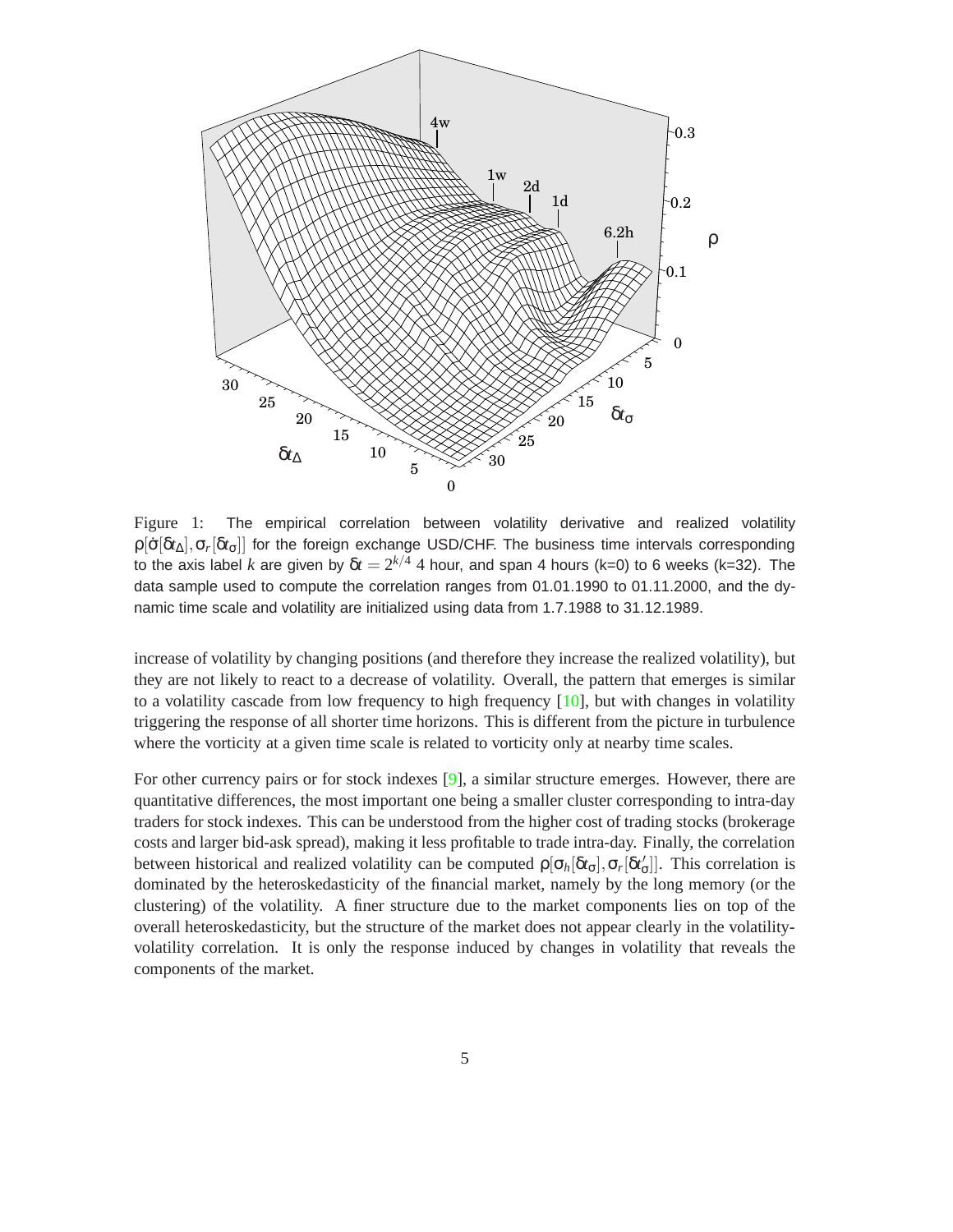Figure 1: The empirical correlation between volatility derivative and realized volatility $\rho[\dot{\sigma}[\delta t_\Delta], \sigma_r[\delta t_\sigma]]$ for the foreign exchange USD/CHF. The business time intervals corresponding to the axis label $k$ are given by $\delta t = 2^{k/4}$ 4 hour, and span 4 hours (k=0) to 6 weeks (k=32). The data sample used to compute the correlation ranges from 01.01.1990 to 01.11.2000, and the dynamic time scale and volatility are initialized using data from 1.7.1988 to 31.12.1989.

increase of volatility by changing positions (and therefore they increase the realized volatility), but they are not likely to react to a decrease of volatility. Overall, the pattern that emerges is similar to a volatility cascade from low frequency to high frequency [10], but with changes in volatility triggering the response of all shorter time horizons. This is different from the picture in turbulence where the vorticity at a given time scale is related to vorticity only at nearby time scales.

For other currency pairs or for stock indexes [9], a similar structure emerges. However, there are quantitative differences, the most important one being a smaller cluster corresponding to intra-day traders for stock indexes. This can be understood from the higher cost of trading stocks (brokerage costs and larger bid-ask spread), making it less profitable to trade intra-day. Finally, the correlation between historical and realized volatility can be computed $\rho[\sigma_h[\delta t_\sigma], \sigma_r[\delta t'_\sigma]]$. This correlation is dominated by the heteroskedasticity of the financial market, namely by the long memory (or the clustering) of the volatility. A finer structure due to the market components lies on top of the overall heteroskedasticity, but the structure of the market does not appear clearly in the volatility-volatility correlation. It is only the response induced by changes in volatility that reveals the components of the market.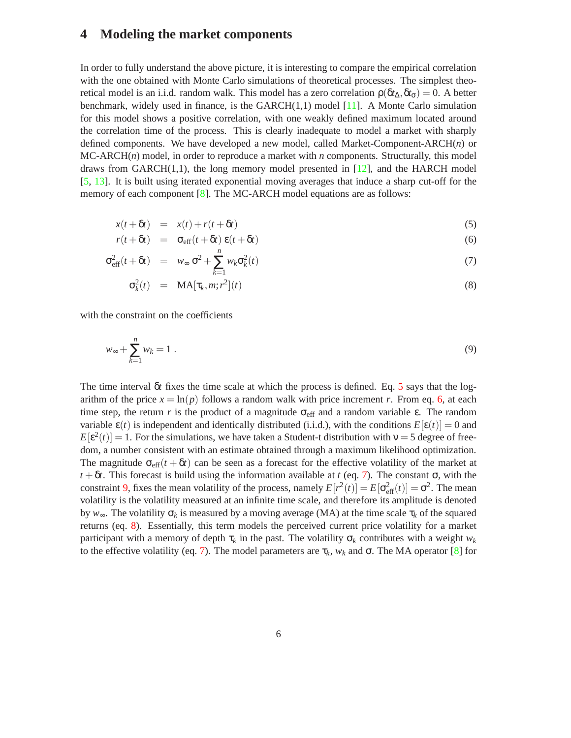# 4 Modeling the market components

In order to fully understand the above picture, it is interesting to compare the empirical correlation with the one obtained with Monte Carlo simulations of theoretical processes. The simplest theoretical model is an i.i.d. random walk. This model has a zero correlation $\rho(\delta t_\Delta, \delta t_\sigma) = 0$. A better benchmark, widely used in finance, is the GARCH(1,1) model [11]. A Monte Carlo simulation for this model shows a positive correlation, with one weakly defined maximum located around the correlation time of the process. This is clearly inadequate to model a market with sharply defined components. We have developed a new model, called Market-Component-ARCH($n$) or MC-ARCH($n$) model, in order to reproduce a market with $n$ components. Structurally, this model draws from GARCH(1,1), the long memory model presented in [12], and the HARCH model [5, 13]. It is built using iterated exponential moving averages that induce a sharp cut-off for the memory of each component [8]. The MC-ARCH model equations are as follows:

$$x(t+\delta t) = x(t) + r(t+\delta t) \tag{5}$$

$$r(t+\delta t) = \sigma_{\text{eff}}(t+\delta t)\ \varepsilon(t+\delta t) \tag{6}$$

$$\sigma^2_{\text{eff}}(t+\delta t) = w_\infty\, \sigma^2 + \sum_{k=1}^{n} w_k \sigma_k^2(t) \tag{7}$$

$$\sigma_k^2(t) = \text{MA}[\tau_k, m; r^2](t) \tag{8}$$

with the constraint on the coefficients

$$w_\infty + \sum_{k=1}^{n} w_k = 1\ . \tag{9}$$

The time interval $\delta t$ fixes the time scale at which the process is defined. Eq. 5 says that the logarithm of the price $x = \ln(p)$ follows a random walk with price increment $r$. From eq. 6, at each time step, the return $r$ is the product of a magnitude $\sigma_{\text{eff}}$ and a random variable $\varepsilon$. The random variable $\varepsilon(t)$ is independent and identically distributed (i.i.d.), with the conditions $E[\varepsilon(t)] = 0$ and $E[\varepsilon^2(t)] = 1$. For the simulations, we have taken a Student-t distribution with $\nu = 5$ degree of freedom, a number consistent with an estimate obtained through a maximum likelihood optimization. The magnitude $\sigma_{\text{eff}}(t+\delta t)$ can be seen as a forecast for the effective volatility of the market at $t+\delta t$. This forecast is build using the information available at $t$ (eq. 7). The constant $\sigma$, with the constraint 9, fixes the mean volatility of the process, namely $E[r^2(t)] = E[\sigma^2_{\text{eff}}(t)] = \sigma^2$. The mean volatility is the volatility measured at an infinite time scale, and therefore its amplitude is denoted by $w_\infty$. The volatility $\sigma_k$ is measured by a moving average (MA) at the time scale $\tau_k$ of the squared returns (eq. 8). Essentially, this term models the perceived current price volatility for a market participant with a memory of depth $\tau_k$ in the past. The volatility $\sigma_k$ contributes with a weight $w_k$ to the effective volatility (eq. 7). The model parameters are $\tau_k$, $w_k$ and $\sigma$. The MA operator [8] for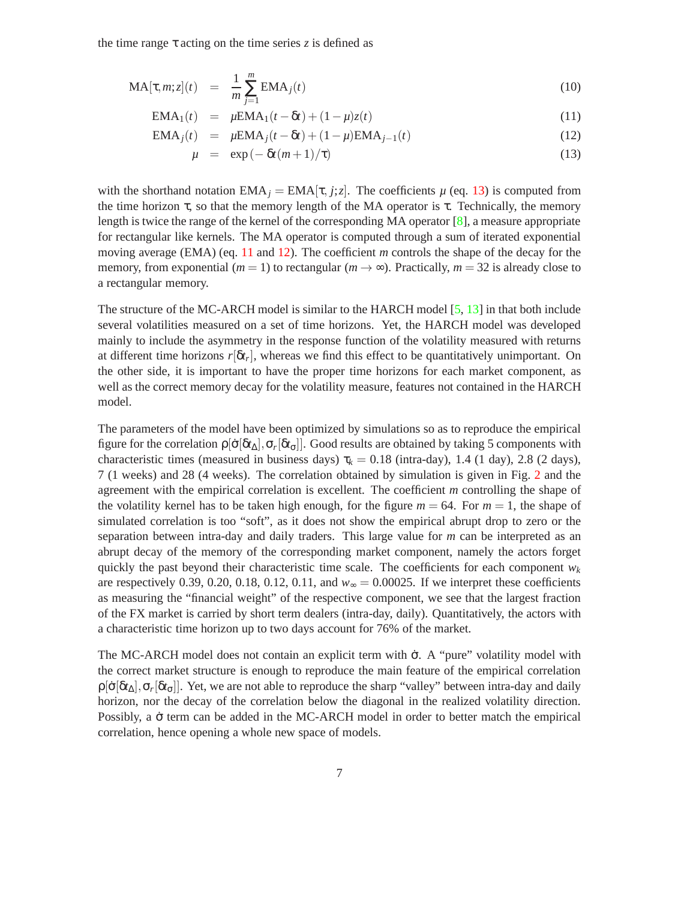the time range $\tau$ acting on the time series $z$ is defined as

$$\text{MA}[\tau, m; z](t) = \frac{1}{m}\sum_{j=1}^{m} \text{EMA}_j(t) \tag{10}$$

$$\text{EMA}_1(t) = \mu \text{EMA}_1(t - \delta t) + (1-\mu) z(t) \tag{11}$$

$$\text{EMA}_j(t) = \mu \text{EMA}_j(t - \delta t) + (1-\mu)\text{EMA}_{j-1}(t) \tag{12}$$

$$\mu = \exp\left(-\delta t (m+1)/\tau\right) \tag{13}$$

with the shorthand notation $\text{EMA}_j = \text{EMA}[\tau, j; z]$. The coefficients $\mu$ (eq. 13) is computed from the time horizon $\tau$, so that the memory length of the MA operator is $\tau$. Technically, the memory length is twice the range of the kernel of the corresponding MA operator [8], a measure appropriate for rectangular like kernels. The MA operator is computed through a sum of iterated exponential moving average (EMA) (eq. 11 and 12). The coefficient $m$ controls the shape of the decay for the memory, from exponential ($m = 1$) to rectangular ($m \to \infty$). Practically, $m = 32$ is already close to a rectangular memory.

The structure of the MC-ARCH model is similar to the HARCH model [5, 13] in that both include several volatilities measured on a set of time horizons. Yet, the HARCH model was developed mainly to include the asymmetry in the response function of the volatility measured with returns at different time horizons $r[\delta t_r]$, whereas we find this effect to be quantitatively unimportant. On the other side, it is important to have the proper time horizons for each market component, as well as the correct memory decay for the volatility measure, features not contained in the HARCH model.

The parameters of the model have been optimized by simulations so as to reproduce the empirical figure for the correlation $\rho[\dot{\sigma}[\delta t_\Delta], \sigma_r[\delta t_\sigma]]$. Good results are obtained by taking 5 components with characteristic times (measured in business days) $\tau_k = 0.18$ (intra-day), 1.4 (1 day), 2.8 (2 days), 7 (1 weeks) and 28 (4 weeks). The correlation obtained by simulation is given in Fig. 2 and the agreement with the empirical correlation is excellent. The coefficient $m$ controlling the shape of the volatility kernel has to be taken high enough, for the figure $m = 64$. For $m = 1$, the shape of simulated correlation is too "soft", as it does not show the empirical abrupt drop to zero or the separation between intra-day and daily traders. This large value for $m$ can be interpreted as an abrupt decay of the memory of the corresponding market component, namely the actors forget quickly the past beyond their characteristic time scale. The coefficients for each component $w_k$ are respectively 0.39, 0.20, 0.18, 0.12, 0.11, and $w_\infty = 0.00025$. If we interpret these coefficients as measuring the "financial weight" of the respective component, we see that the largest fraction of the FX market is carried by short term dealers (intra-day, daily). Quantitatively, the actors with a characteristic time horizon up to two days account for 76% of the market.

The MC-ARCH model does not contain an explicit term with $\dot{\sigma}$. A "pure" volatility model with the correct market structure is enough to reproduce the main feature of the empirical correlation $\rho[\dot{\sigma}[\delta t_\Delta], \sigma_r[\delta t_\sigma]]$. Yet, we are not able to reproduce the sharp "valley" between intra-day and daily horizon, nor the decay of the correlation below the diagonal in the realized volatility direction. Possibly, a $\dot{\sigma}$ term can be added in the MC-ARCH model in order to better match the empirical correlation, hence opening a whole new space of models.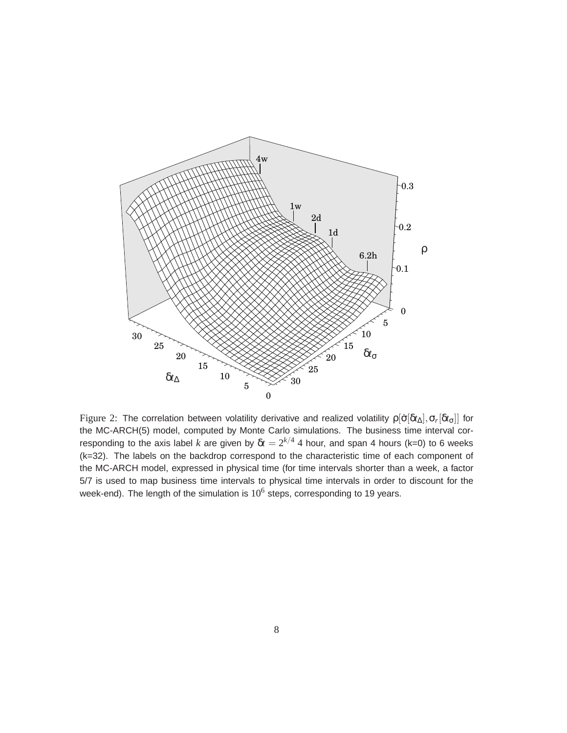Figure 2: The correlation between volatility derivative and realized volatility $\rho[\dot{\sigma}[\delta t_\Delta], \sigma_r[\delta t_\sigma]]$ for the MC-ARCH(5) model, computed by Monte Carlo simulations. The business time interval corresponding to the axis label $k$ are given by $\delta t = 2^{k/4}$ 4 hour, and span 4 hours (k=0) to 6 weeks (k=32). The labels on the backdrop correspond to the characteristic time of each component of the MC-ARCH model, expressed in physical time (for time intervals shorter than a week, a factor 5/7 is used to map business time intervals to physical time intervals in order to discount for the week-end). The length of the simulation is $10^6$ steps, corresponding to 19 years.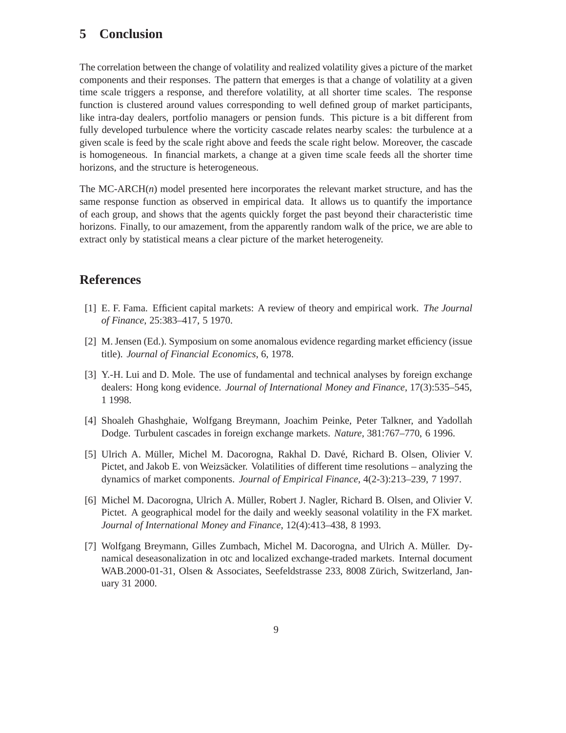## 5 Conclusion

The correlation between the change of volatility and realized volatility gives a picture of the market components and their responses. The pattern that emerges is that a change of volatility at a given time scale triggers a response, and therefore volatility, at all shorter time scales. The response function is clustered around values corresponding to well defined group of market participants, like intra-day dealers, portfolio managers or pension funds. This picture is a bit different from fully developed turbulence where the vorticity cascade relates nearby scales: the turbulence at a given scale is feed by the scale right above and feeds the scale right below. Moreover, the cascade is homogeneous. In financial markets, a change at a given time scale feeds all the shorter time horizons, and the structure is heterogeneous.

The MC-ARCH($n$) model presented here incorporates the relevant market structure, and has the same response function as observed in empirical data. It allows us to quantify the importance of each group, and shows that the agents quickly forget the past beyond their characteristic time horizons. Finally, to our amazement, from the apparently random walk of the price, we are able to extract only by statistical means a clear picture of the market heterogeneity.

## References

[1] E. F. Fama. Efficient capital markets: A review of theory and empirical work. *The Journal of Finance*, 25:383–417, 5 1970.

[2] M. Jensen (Ed.). Symposium on some anomalous evidence regarding market efficiency (issue title). *Journal of Financial Economics*, 6, 1978.

[3] Y.-H. Lui and D. Mole. The use of fundamental and technical analyses by foreign exchange dealers: Hong kong evidence. *Journal of International Money and Finance*, 17(3):535–545, 1 1998.

[4] Shoaleh Ghashghaie, Wolfgang Breymann, Joachim Peinke, Peter Talkner, and Yadollah Dodge. Turbulent cascades in foreign exchange markets. *Nature*, 381:767–770, 6 1996.

[5] Ulrich A. Müller, Michel M. Dacorogna, Rakhal D. Davé, Richard B. Olsen, Olivier V. Pictet, and Jakob E. von Weizsäcker. Volatilities of different time resolutions – analyzing the dynamics of market components. *Journal of Empirical Finance*, 4(2-3):213–239, 7 1997.

[6] Michel M. Dacorogna, Ulrich A. Müller, Robert J. Nagler, Richard B. Olsen, and Olivier V. Pictet. A geographical model for the daily and weekly seasonal volatility in the FX market. *Journal of International Money and Finance*, 12(4):413–438, 8 1993.

[7] Wolfgang Breymann, Gilles Zumbach, Michel M. Dacorogna, and Ulrich A. Müller. Dynamical deseasonalization in otc and localized exchange-traded markets. Internal document WAB.2000-01-31, Olsen & Associates, Seefeldstrasse 233, 8008 Zürich, Switzerland, January 31 2000.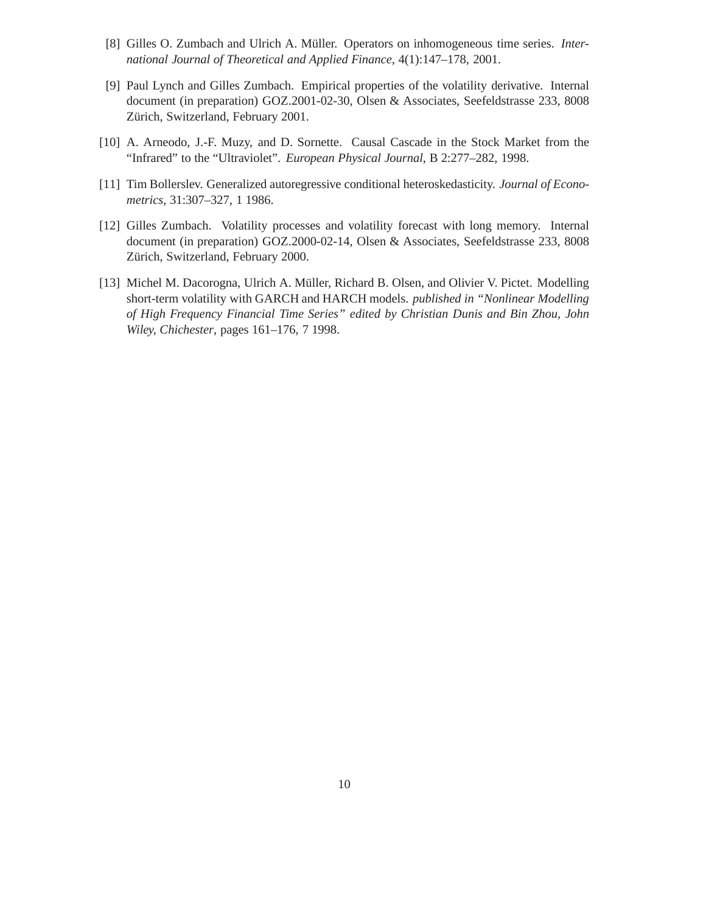[8] Gilles O. Zumbach and Ulrich A. Müller. Operators on inhomogeneous time series. *International Journal of Theoretical and Applied Finance*, 4(1):147–178, 2001.

[9] Paul Lynch and Gilles Zumbach. Empirical properties of the volatility derivative. Internal document (in preparation) GOZ.2001-02-30, Olsen & Associates, Seefeldstrasse 233, 8008 Zürich, Switzerland, February 2001.

[10] A. Arneodo, J.-F. Muzy, and D. Sornette. Causal Cascade in the Stock Market from the "Infrared" to the "Ultraviolet". *European Physical Journal*, B 2:277–282, 1998.

[11] Tim Bollerslev. Generalized autoregressive conditional heteroskedasticity. *Journal of Econometrics*, 31:307–327, 1 1986.

[12] Gilles Zumbach. Volatility processes and volatility forecast with long memory. Internal document (in preparation) GOZ.2000-02-14, Olsen & Associates, Seefeldstrasse 233, 8008 Zürich, Switzerland, February 2000.

[13] Michel M. Dacorogna, Ulrich A. Müller, Richard B. Olsen, and Olivier V. Pictet. Modelling short-term volatility with GARCH and HARCH models. *published in "Nonlinear Modelling of High Frequency Financial Time Series" edited by Christian Dunis and Bin Zhou, John Wiley, Chichester*, pages 161–176, 7 1998.